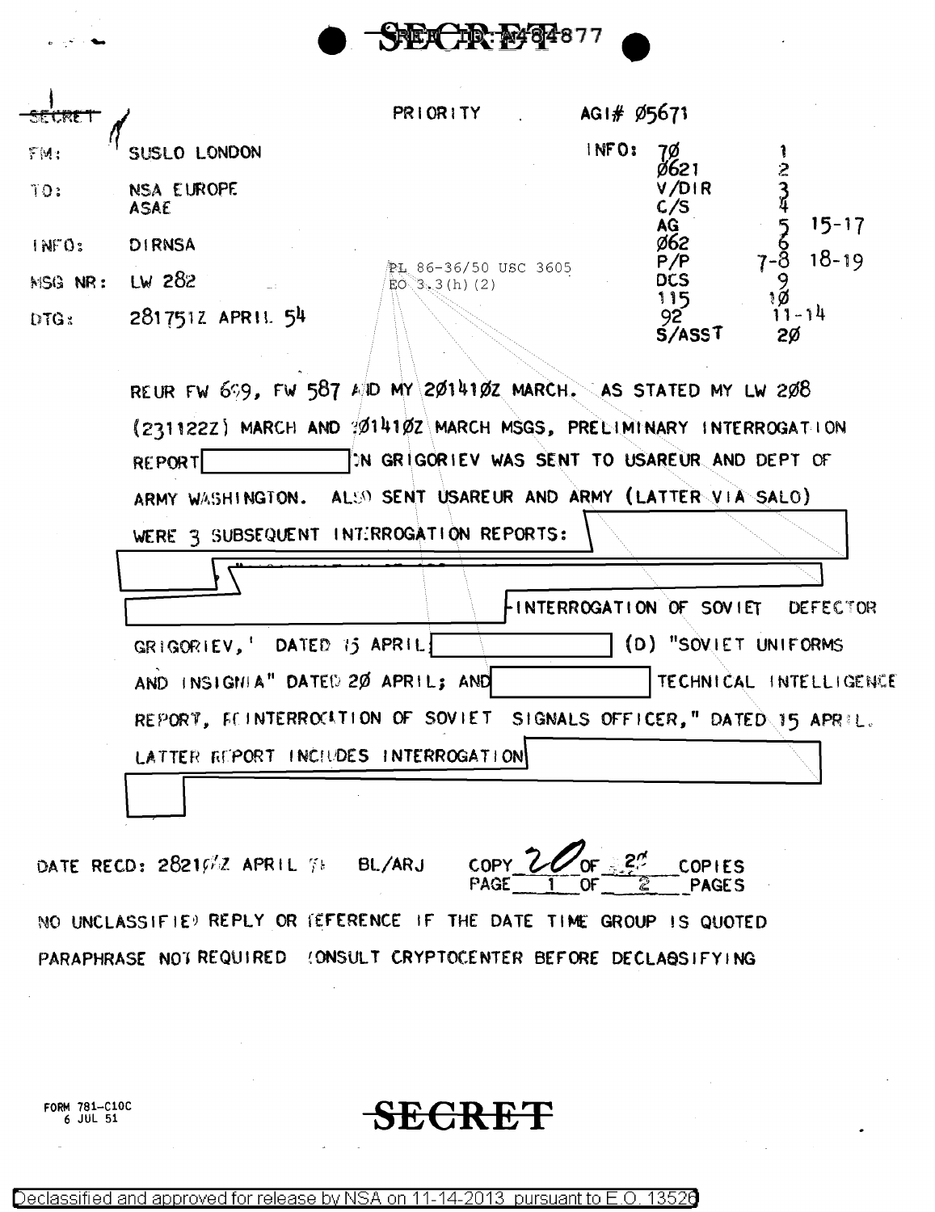SECRET

PRIORITY    AGI# Ø5671

FM: SUSLO LONDON

TO: NSA EUROPE
ASAE

INFO: DIRNSA

MSG NR: LW 282

DTG: 281751Z APRIL 54

INFO: 7Ø 1, Ø621 2, V/DIR 3, C/S 4, AG 5 15-17, Ø62 6, P/P 7-8 18-19, DCS 9, 115 1Ø, 92 11-14, S/ASST 2Ø

PL 86-36/50 USC 3605
EO 3.3(h)(2)

REUR FW 699, FW 587 AND MY 2Ø141ØZ MARCH. AS STATED MY LW 2Ø8 (231122Z) MARCH AND 2Ø141ØZ MARCH MSGS, PRELIMINARY INTERROGATION REPORT [REDACTED] ON GRIGORIEV WAS SENT TO USAREUR AND DEPT OF ARMY WASHINGTON. ALSO SENT USAREUR AND ARMY (LATTER VIA SALO) WERE 3 SUBSEQUENT INTERROGATION REPORTS: [REDACTED]

[REDACTED] "INTERROGATION OF SOVIET DEFECTOR GRIGORIEV," DATED 15 APRIL [REDACTED] (D) "SOVIET UNIFORMS AND INSIGNIA" DATED 2Ø APRIL; AND [REDACTED] TECHNICAL INTELLIGENCE REPORT, RE INTERROGATION OF SOVIET SIGNALS OFFICER," DATED 15 APRIL. LATTER REPORT INCLUDES INTERROGATION [REDACTED]

DATE RECD: 2821ØØZ APRIL 54    BL/ARJ    COPY 2Ø OF 2Ø COPIES    PAGE 1 OF 2 PAGES

NO UNCLASSIFIED REPLY OR REFERENCE IF THE DATE TIME GROUP IS QUOTED

PARAPHRASE NOT REQUIRED CONSULT CRYPTOCENTER BEFORE DECLASSIFYING

FORM 781-C10C
6 JUL 51

SECRET

Declassified and approved for release by NSA on 11-14-2013 pursuant to E.O. 13526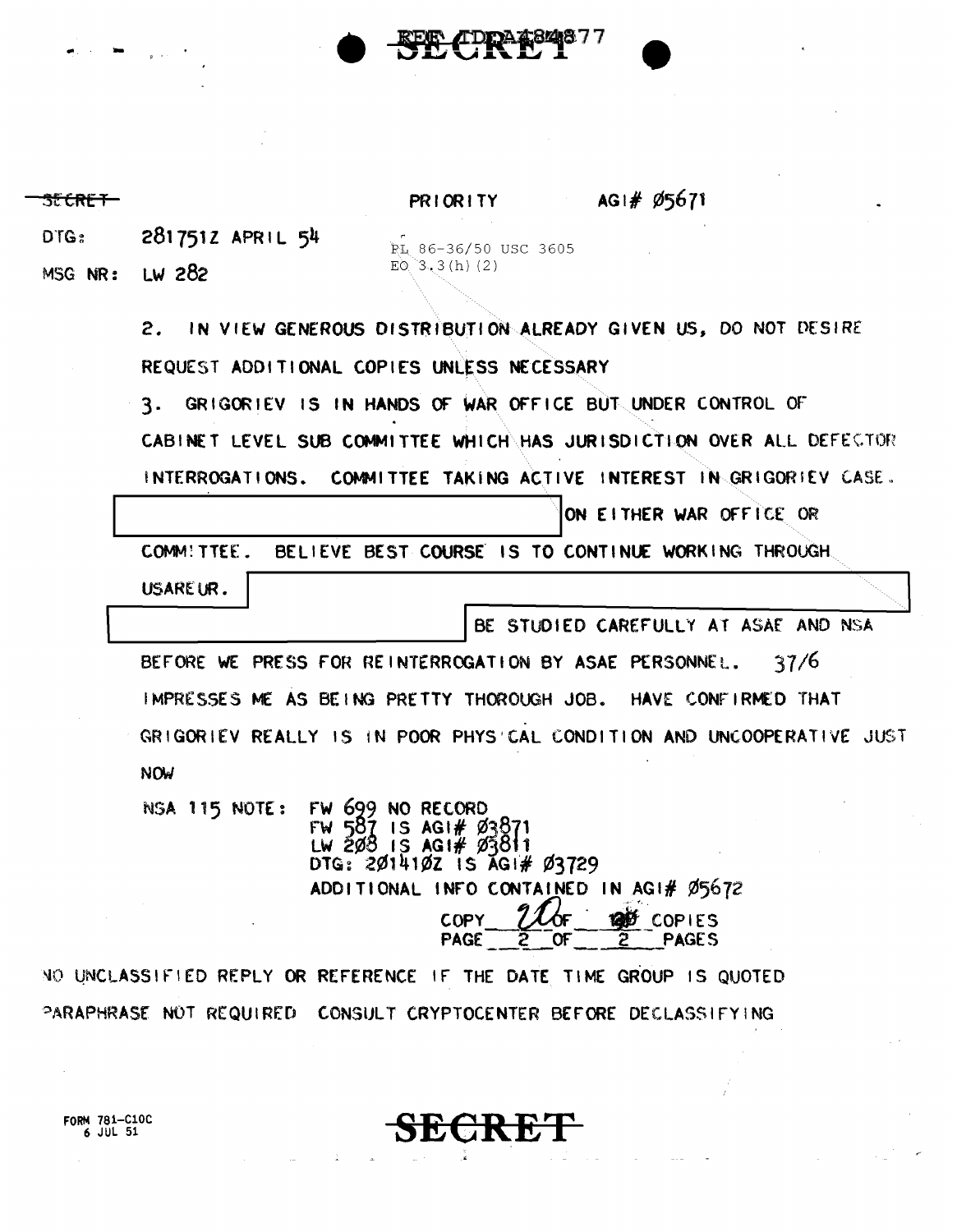SECRET

PRIORITY AGI# Ø5671

DTG: 281751Z APRIL 54

MSG NR: LW 282

PL 86-36/50 USC 3605
EO 3.3(h)(2)

2. IN VIEW GENEROUS DISTRIBUTION ALREADY GIVEN US, DO NOT DESIRE REQUEST ADDITIONAL COPIES UNLESS NECESSARY

3. GRIGORIEV IS IN HANDS OF WAR OFFICE BUT UNDER CONTROL OF CABINET LEVEL SUB COMMITTEE WHICH HAS JURISDICTION OVER ALL DEFECTOR INTERROGATIONS. COMMITTEE TAKING ACTIVE INTEREST IN GRIGORIEV CASE. [REDACTED] ON EITHER WAR OFFICE OR COMMITTEE. BELIEVE BEST COURSE IS TO CONTINUE WORKING THROUGH USAREUR. [REDACTED] BE STUDIED CAREFULLY AT ASAE AND NSA BEFORE WE PRESS FOR REINTERROGATION BY ASAE PERSONNEL. 37/6 IMPRESSES ME AS BEING PRETTY THOROUGH JOB. HAVE CONFIRMED THAT GRIGORIEV REALLY IS IN POOR PHYSICAL CONDITION AND UNCOOPERATIVE JUST NOW

NSA 115 NOTE: FW 699 NO RECORD
FW 587 IS AGI# Ø3871
LW 2Ø8 IS AGI# Ø3811
DTG: 2Ø141ØZ IS AGI# Ø3729
ADDITIONAL INFO CONTAINED IN AGI# Ø5672

COPY 20 OF 100 COPIES
PAGE 2 OF 2 PAGES

NO UNCLASSIFIED REPLY OR REFERENCE IF THE DATE TIME GROUP IS QUOTED
PARAPHRASE NOT REQUIRED CONSULT CRYPTOCENTER BEFORE DECLASSIFYING

FORM 781-C10C
6 JUL 51

SECRET